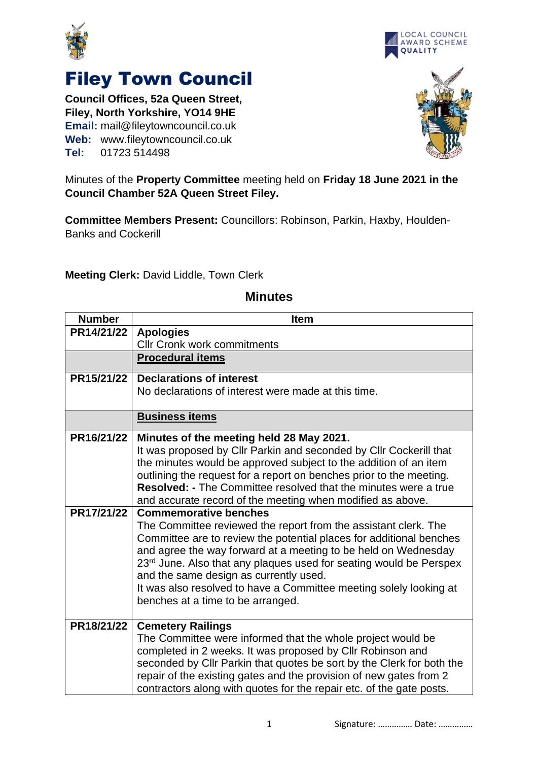# Filey Town Council

**Council Offices, 52a Queen Street,**
**Filey, North Yorkshire, YO14 9HE**
**Email:** mail@fileytowncouncil.co.uk
**Web:** www.fileytowncouncil.co.uk
**Tel:** 01723 514498

Minutes of the **Property Committee** meeting held on **Friday 18 June 2021 in the Council Chamber 52A Queen Street Filey.**

**Committee Members Present:** Councillors: Robinson, Parkin, Haxby, Houlden-Banks and Cockerill

**Meeting Clerk:** David Liddle, Town Clerk

## Minutes

| Number | Item |
|---|---|
| PR14/21/22 | **Apologies**<br>Cllr Cronk work commitments |
| | **Procedural items** |
| PR15/21/22 | **Declarations of interest**<br>No declarations of interest were made at this time. |
| | **Business items** |
| PR16/21/22 | **Minutes of the meeting held 28 May 2021.**<br>It was proposed by Cllr Parkin and seconded by Cllr Cockerill that the minutes would be approved subject to the addition of an item outlining the request for a report on benches prior to the meeting.<br>**Resolved: -** The Committee resolved that the minutes were a true and accurate record of the meeting when modified as above. |
| PR17/21/22 | **Commemorative benches**<br>The Committee reviewed the report from the assistant clerk. The Committee are to review the potential places for additional benches and agree the way forward at a meeting to be held on Wednesday 23rd June. Also that any plaques used for seating would be Perspex and the same design as currently used.<br>It was also resolved to have a Committee meeting solely looking at benches at a time to be arranged. |
| PR18/21/22 | **Cemetery Railings**<br>The Committee were informed that the whole project would be completed in 2 weeks. It was proposed by Cllr Robinson and seconded by Cllr Parkin that quotes be sort by the Clerk for both the repair of the existing gates and the provision of new gates from 2 contractors along with quotes for the repair etc. of the gate posts. |

Signature: …………… Date: ……………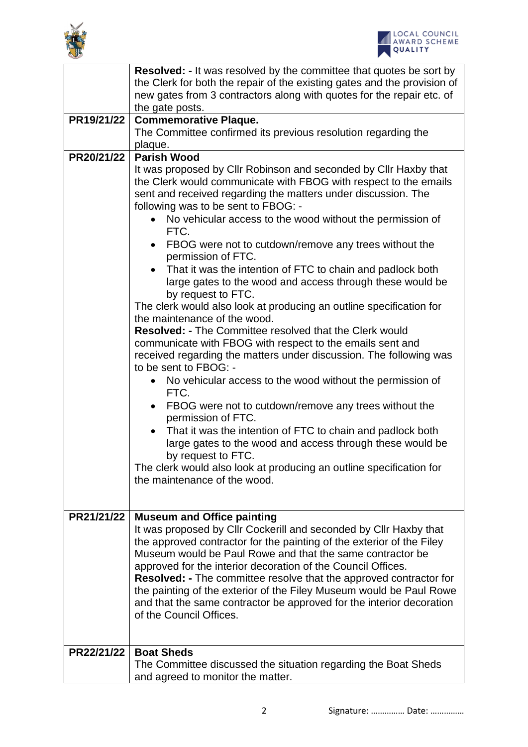| | |
|---|---|
| | **Resolved: -** It was resolved by the committee that quotes be sort by the Clerk for both the repair of the existing gates and the provision of new gates from 3 contractors along with quotes for the repair etc. of the gate posts. |
| **PR19/21/22** | **Commemorative Plaque.**<br>The Committee confirmed its previous resolution regarding the plaque. |
| **PR20/21/22** | **Parish Wood**<br>It was proposed by Cllr Robinson and seconded by Cllr Haxby that the Clerk would communicate with FBOG with respect to the emails sent and received regarding the matters under discussion. The following was to be sent to FBOG: -<br>• No vehicular access to the wood without the permission of FTC.<br>• FBOG were not to cutdown/remove any trees without the permission of FTC.<br>• That it was the intention of FTC to chain and padlock both large gates to the wood and access through these would be by request to FTC.<br>The clerk would also look at producing an outline specification for the maintenance of the wood.<br>**Resolved: -** The Committee resolved that the Clerk would communicate with FBOG with respect to the emails sent and received regarding the matters under discussion. The following was to be sent to FBOG: -<br>• No vehicular access to the wood without the permission of FTC.<br>• FBOG were not to cutdown/remove any trees without the permission of FTC.<br>• That it was the intention of FTC to chain and padlock both large gates to the wood and access through these would be by request to FTC.<br>The clerk would also look at producing an outline specification for the maintenance of the wood. |
| **PR21/21/22** | **Museum and Office painting**<br>It was proposed by Cllr Cockerill and seconded by Cllr Haxby that the approved contractor for the painting of the exterior of the Filey Museum would be Paul Rowe and that the same contractor be approved for the interior decoration of the Council Offices.<br>**Resolved: -** The committee resolve that the approved contractor for the painting of the exterior of the Filey Museum would be Paul Rowe and that the same contractor be approved for the interior decoration of the Council Offices. |
| **PR22/21/22** | **Boat Sheds**<br>The Committee discussed the situation regarding the Boat Sheds and agreed to monitor the matter. |

Signature: …………… Date: ……………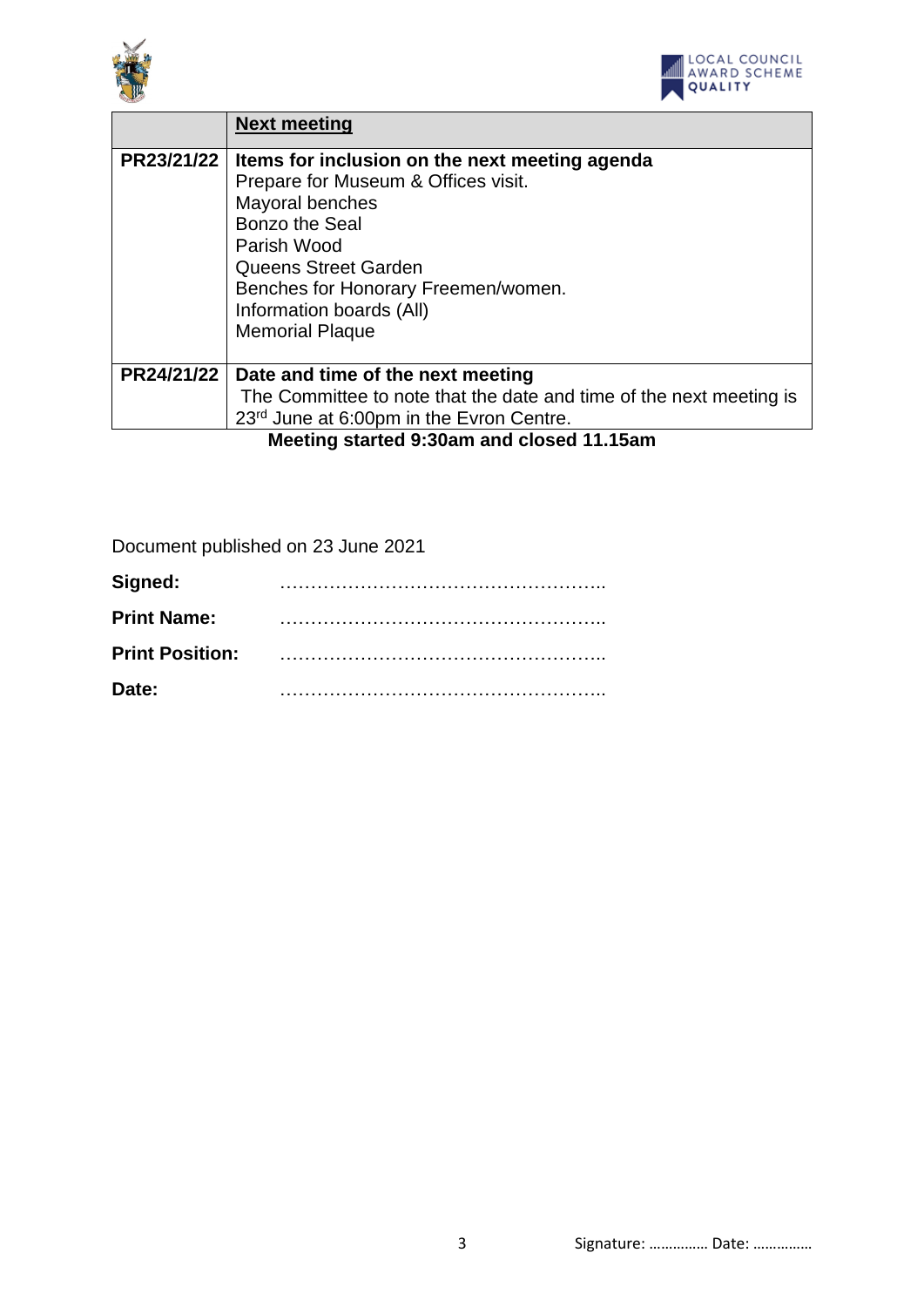| | **Next meeting** |
|---|---|
| **PR23/21/22** | **Items for inclusion on the next meeting agenda**<br>Prepare for Museum & Offices visit.<br>Mayoral benches<br>Bonzo the Seal<br>Parish Wood<br>Queens Street Garden<br>Benches for Honorary Freemen/women.<br>Information boards (All)<br>Memorial Plaque |
| **PR24/21/22** | **Date and time of the next meeting**<br>The Committee to note that the date and time of the next meeting is 23rd June at 6:00pm in the Evron Centre. |

**Meeting started 9:30am and closed 11.15am**

Document published on 23 June 2021

**Signed:** ……………………………………………..

**Print Name:** ……………………………………………..

**Print Position:** ……………………………………………..

**Date:** ……………………………………………..

Signature: …………… Date: ……………